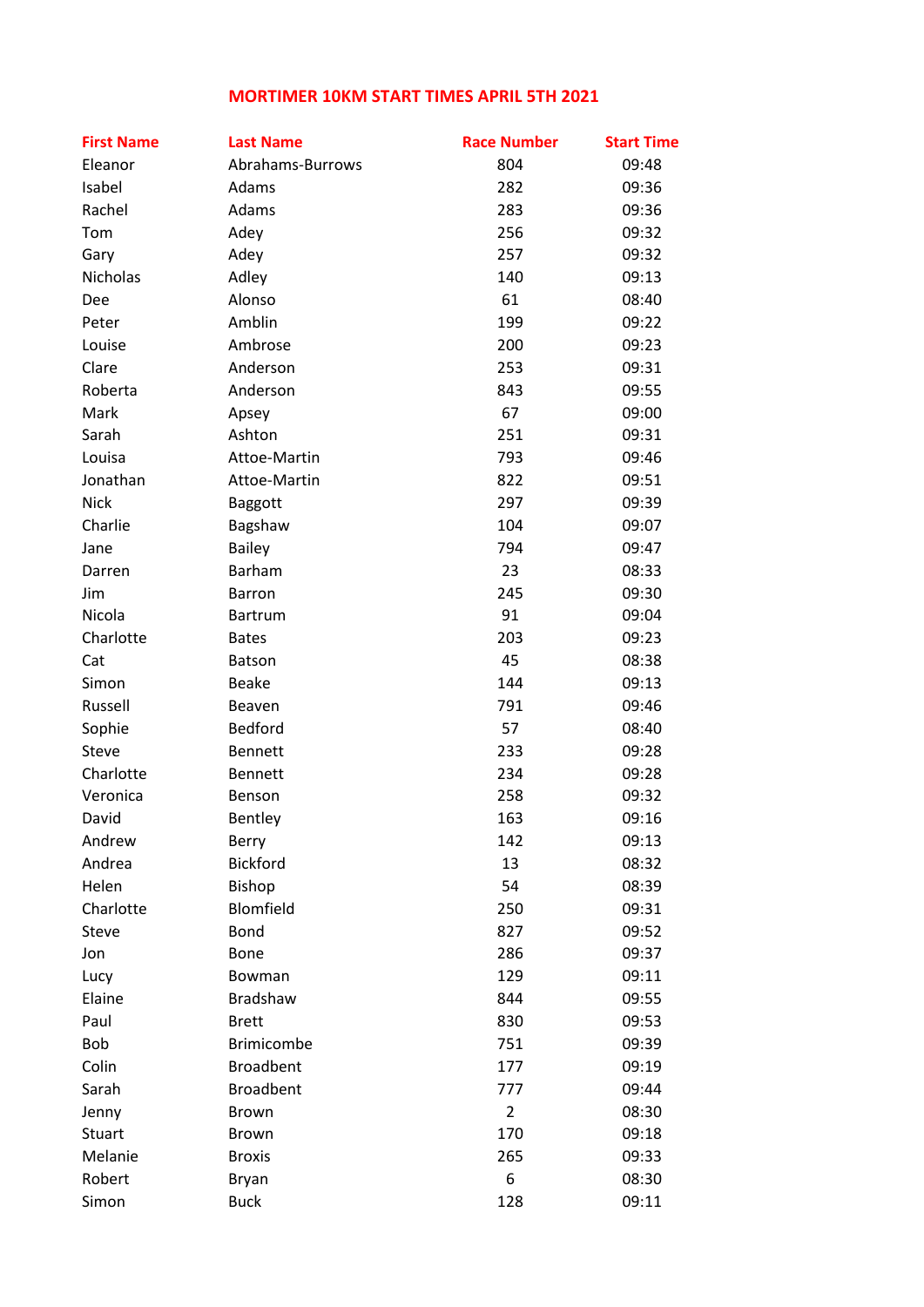# MORTIMER 10KM START TIMES APRIL 5TH 2021

| First Name | Last Name | Race Number | Start Time |
|---|---|---|---|
| Eleanor | Abrahams-Burrows | 804 | 09:48 |
| Isabel | Adams | 282 | 09:36 |
| Rachel | Adams | 283 | 09:36 |
| Tom | Adey | 256 | 09:32 |
| Gary | Adey | 257 | 09:32 |
| Nicholas | Adley | 140 | 09:13 |
| Dee | Alonso | 61 | 08:40 |
| Peter | Amblin | 199 | 09:22 |
| Louise | Ambrose | 200 | 09:23 |
| Clare | Anderson | 253 | 09:31 |
| Roberta | Anderson | 843 | 09:55 |
| Mark | Apsey | 67 | 09:00 |
| Sarah | Ashton | 251 | 09:31 |
| Louisa | Attoe-Martin | 793 | 09:46 |
| Jonathan | Attoe-Martin | 822 | 09:51 |
| Nick | Baggott | 297 | 09:39 |
| Charlie | Bagshaw | 104 | 09:07 |
| Jane | Bailey | 794 | 09:47 |
| Darren | Barham | 23 | 08:33 |
| Jim | Barron | 245 | 09:30 |
| Nicola | Bartrum | 91 | 09:04 |
| Charlotte | Bates | 203 | 09:23 |
| Cat | Batson | 45 | 08:38 |
| Simon | Beake | 144 | 09:13 |
| Russell | Beaven | 791 | 09:46 |
| Sophie | Bedford | 57 | 08:40 |
| Steve | Bennett | 233 | 09:28 |
| Charlotte | Bennett | 234 | 09:28 |
| Veronica | Benson | 258 | 09:32 |
| David | Bentley | 163 | 09:16 |
| Andrew | Berry | 142 | 09:13 |
| Andrea | Bickford | 13 | 08:32 |
| Helen | Bishop | 54 | 08:39 |
| Charlotte | Blomfield | 250 | 09:31 |
| Steve | Bond | 827 | 09:52 |
| Jon | Bone | 286 | 09:37 |
| Lucy | Bowman | 129 | 09:11 |
| Elaine | Bradshaw | 844 | 09:55 |
| Paul | Brett | 830 | 09:53 |
| Bob | Brimicombe | 751 | 09:39 |
| Colin | Broadbent | 177 | 09:19 |
| Sarah | Broadbent | 777 | 09:44 |
| Jenny | Brown | 2 | 08:30 |
| Stuart | Brown | 170 | 09:18 |
| Melanie | Broxis | 265 | 09:33 |
| Robert | Bryan | 6 | 08:30 |
| Simon | Buck | 128 | 09:11 |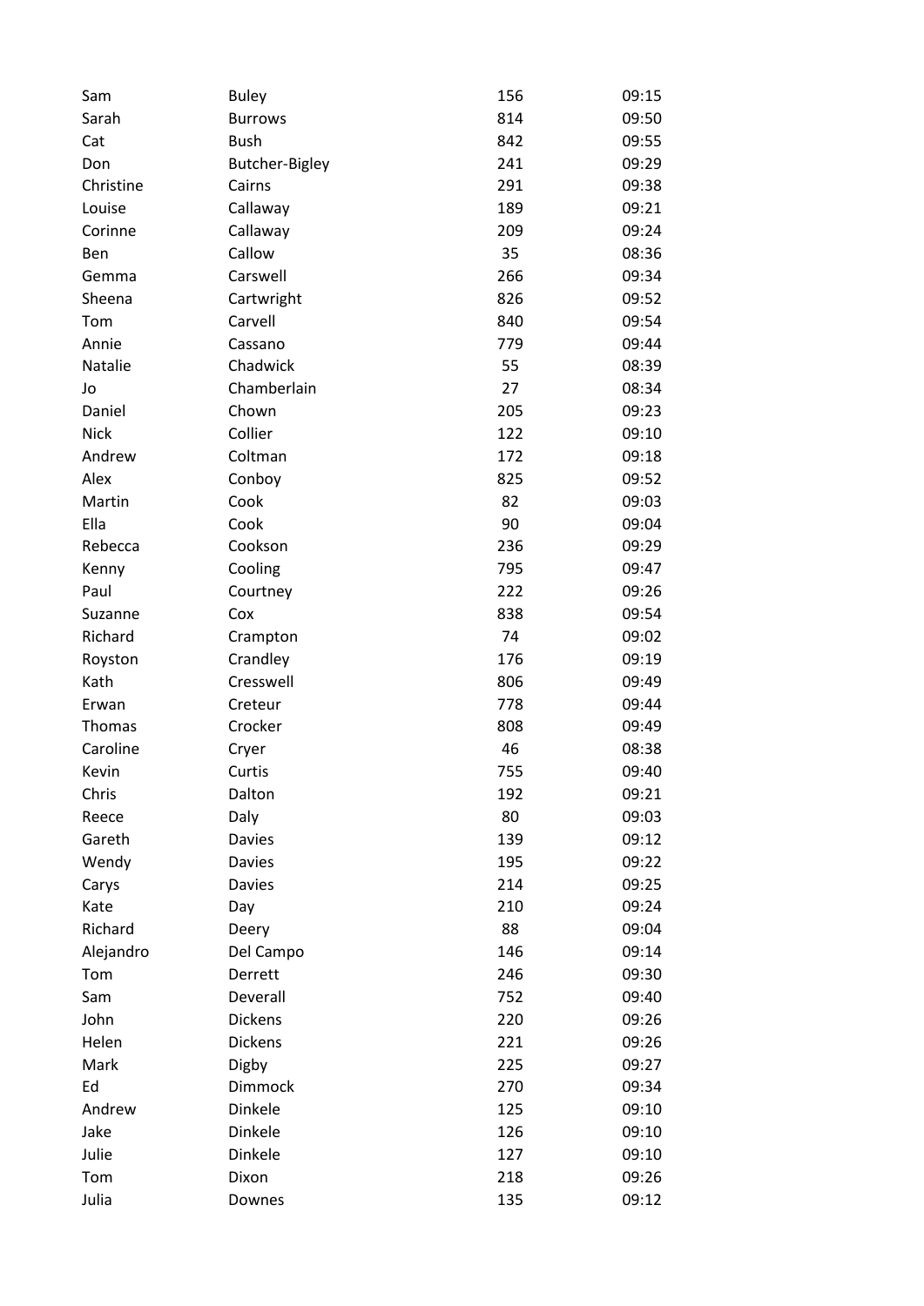| | | | |
|---|---|---|---|
| Sam | Buley | 156 | 09:15 |
| Sarah | Burrows | 814 | 09:50 |
| Cat | Bush | 842 | 09:55 |
| Don | Butcher-Bigley | 241 | 09:29 |
| Christine | Cairns | 291 | 09:38 |
| Louise | Callaway | 189 | 09:21 |
| Corinne | Callaway | 209 | 09:24 |
| Ben | Callow | 35 | 08:36 |
| Gemma | Carswell | 266 | 09:34 |
| Sheena | Cartwright | 826 | 09:52 |
| Tom | Carvell | 840 | 09:54 |
| Annie | Cassano | 779 | 09:44 |
| Natalie | Chadwick | 55 | 08:39 |
| Jo | Chamberlain | 27 | 08:34 |
| Daniel | Chown | 205 | 09:23 |
| Nick | Collier | 122 | 09:10 |
| Andrew | Coltman | 172 | 09:18 |
| Alex | Conboy | 825 | 09:52 |
| Martin | Cook | 82 | 09:03 |
| Ella | Cook | 90 | 09:04 |
| Rebecca | Cookson | 236 | 09:29 |
| Kenny | Cooling | 795 | 09:47 |
| Paul | Courtney | 222 | 09:26 |
| Suzanne | Cox | 838 | 09:54 |
| Richard | Crampton | 74 | 09:02 |
| Royston | Crandley | 176 | 09:19 |
| Kath | Cresswell | 806 | 09:49 |
| Erwan | Creteur | 778 | 09:44 |
| Thomas | Crocker | 808 | 09:49 |
| Caroline | Cryer | 46 | 08:38 |
| Kevin | Curtis | 755 | 09:40 |
| Chris | Dalton | 192 | 09:21 |
| Reece | Daly | 80 | 09:03 |
| Gareth | Davies | 139 | 09:12 |
| Wendy | Davies | 195 | 09:22 |
| Carys | Davies | 214 | 09:25 |
| Kate | Day | 210 | 09:24 |
| Richard | Deery | 88 | 09:04 |
| Alejandro | Del Campo | 146 | 09:14 |
| Tom | Derrett | 246 | 09:30 |
| Sam | Deverall | 752 | 09:40 |
| John | Dickens | 220 | 09:26 |
| Helen | Dickens | 221 | 09:26 |
| Mark | Digby | 225 | 09:27 |
| Ed | Dimmock | 270 | 09:34 |
| Andrew | Dinkele | 125 | 09:10 |
| Jake | Dinkele | 126 | 09:10 |
| Julie | Dinkele | 127 | 09:10 |
| Tom | Dixon | 218 | 09:26 |
| Julia | Downes | 135 | 09:12 |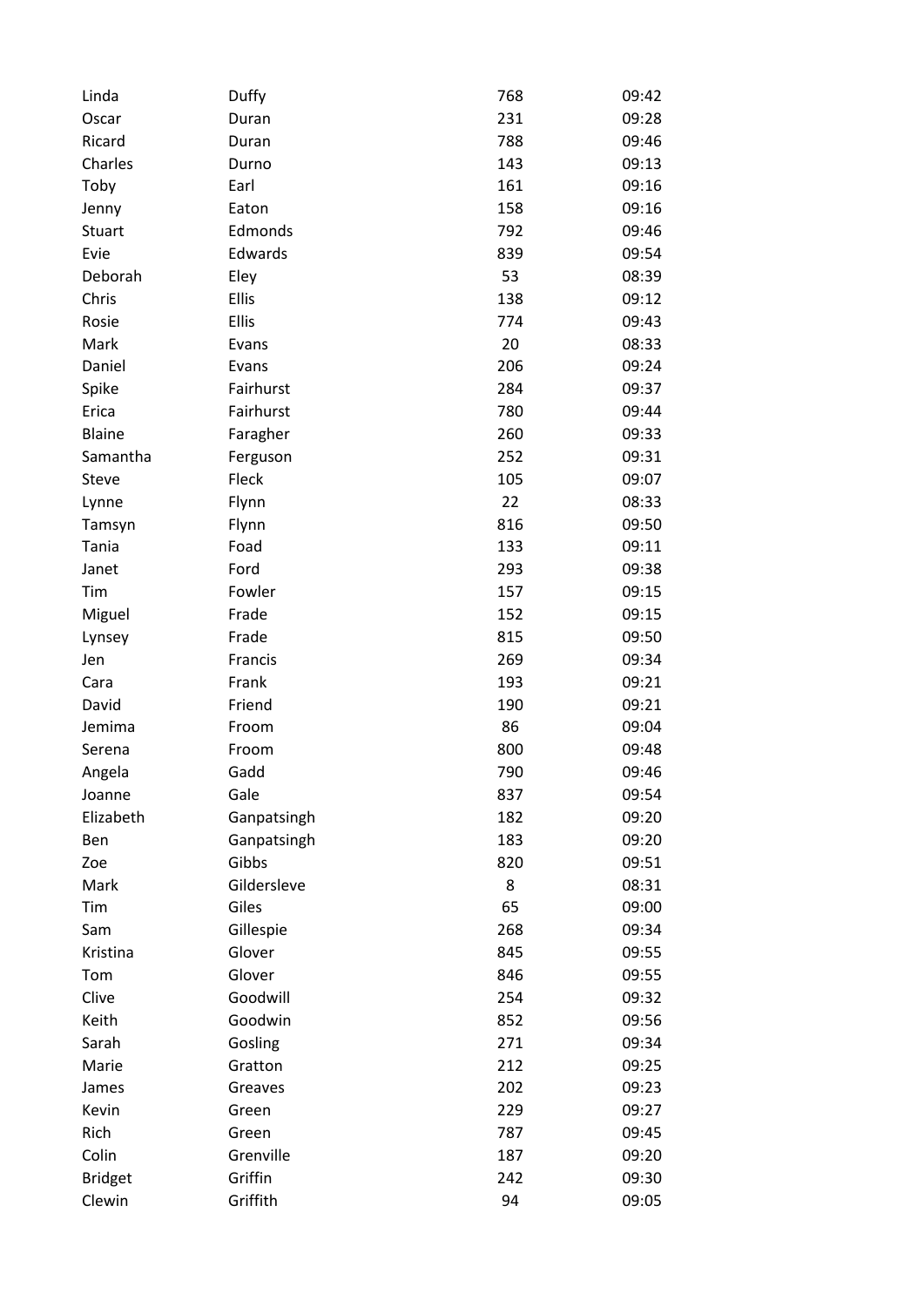| | | | |
|---|---|---|---|
| Linda | Duffy | 768 | 09:42 |
| Oscar | Duran | 231 | 09:28 |
| Ricard | Duran | 788 | 09:46 |
| Charles | Durno | 143 | 09:13 |
| Toby | Earl | 161 | 09:16 |
| Jenny | Eaton | 158 | 09:16 |
| Stuart | Edmonds | 792 | 09:46 |
| Evie | Edwards | 839 | 09:54 |
| Deborah | Eley | 53 | 08:39 |
| Chris | Ellis | 138 | 09:12 |
| Rosie | Ellis | 774 | 09:43 |
| Mark | Evans | 20 | 08:33 |
| Daniel | Evans | 206 | 09:24 |
| Spike | Fairhurst | 284 | 09:37 |
| Erica | Fairhurst | 780 | 09:44 |
| Blaine | Faragher | 260 | 09:33 |
| Samantha | Ferguson | 252 | 09:31 |
| Steve | Fleck | 105 | 09:07 |
| Lynne | Flynn | 22 | 08:33 |
| Tamsyn | Flynn | 816 | 09:50 |
| Tania | Foad | 133 | 09:11 |
| Janet | Ford | 293 | 09:38 |
| Tim | Fowler | 157 | 09:15 |
| Miguel | Frade | 152 | 09:15 |
| Lynsey | Frade | 815 | 09:50 |
| Jen | Francis | 269 | 09:34 |
| Cara | Frank | 193 | 09:21 |
| David | Friend | 190 | 09:21 |
| Jemima | Froom | 86 | 09:04 |
| Serena | Froom | 800 | 09:48 |
| Angela | Gadd | 790 | 09:46 |
| Joanne | Gale | 837 | 09:54 |
| Elizabeth | Ganpatsingh | 182 | 09:20 |
| Ben | Ganpatsingh | 183 | 09:20 |
| Zoe | Gibbs | 820 | 09:51 |
| Mark | Gildersleve | 8 | 08:31 |
| Tim | Giles | 65 | 09:00 |
| Sam | Gillespie | 268 | 09:34 |
| Kristina | Glover | 845 | 09:55 |
| Tom | Glover | 846 | 09:55 |
| Clive | Goodwill | 254 | 09:32 |
| Keith | Goodwin | 852 | 09:56 |
| Sarah | Gosling | 271 | 09:34 |
| Marie | Gratton | 212 | 09:25 |
| James | Greaves | 202 | 09:23 |
| Kevin | Green | 229 | 09:27 |
| Rich | Green | 787 | 09:45 |
| Colin | Grenville | 187 | 09:20 |
| Bridget | Griffin | 242 | 09:30 |
| Clewin | Griffith | 94 | 09:05 |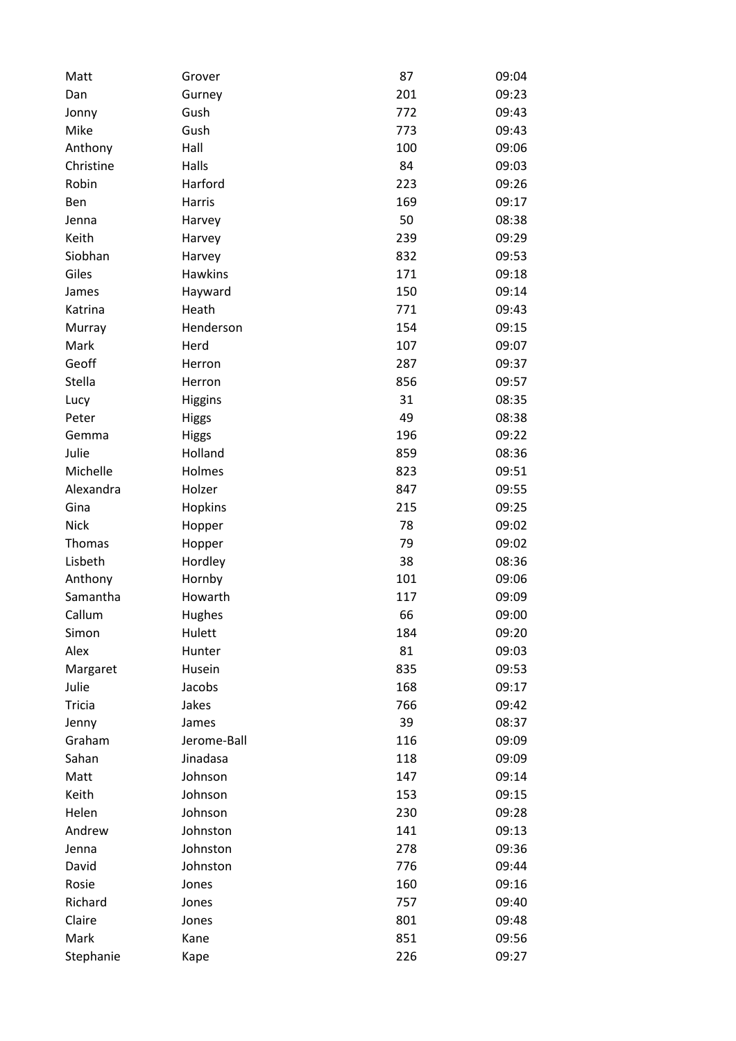| Matt | Grover | 87 | 09:04 |
|---|---|---|---|
| Dan | Gurney | 201 | 09:23 |
| Jonny | Gush | 772 | 09:43 |
| Mike | Gush | 773 | 09:43 |
| Anthony | Hall | 100 | 09:06 |
| Christine | Halls | 84 | 09:03 |
| Robin | Harford | 223 | 09:26 |
| Ben | Harris | 169 | 09:17 |
| Jenna | Harvey | 50 | 08:38 |
| Keith | Harvey | 239 | 09:29 |
| Siobhan | Harvey | 832 | 09:53 |
| Giles | Hawkins | 171 | 09:18 |
| James | Hayward | 150 | 09:14 |
| Katrina | Heath | 771 | 09:43 |
| Murray | Henderson | 154 | 09:15 |
| Mark | Herd | 107 | 09:07 |
| Geoff | Herron | 287 | 09:37 |
| Stella | Herron | 856 | 09:57 |
| Lucy | Higgins | 31 | 08:35 |
| Peter | Higgs | 49 | 08:38 |
| Gemma | Higgs | 196 | 09:22 |
| Julie | Holland | 859 | 08:36 |
| Michelle | Holmes | 823 | 09:51 |
| Alexandra | Holzer | 847 | 09:55 |
| Gina | Hopkins | 215 | 09:25 |
| Nick | Hopper | 78 | 09:02 |
| Thomas | Hopper | 79 | 09:02 |
| Lisbeth | Hordley | 38 | 08:36 |
| Anthony | Hornby | 101 | 09:06 |
| Samantha | Howarth | 117 | 09:09 |
| Callum | Hughes | 66 | 09:00 |
| Simon | Hulett | 184 | 09:20 |
| Alex | Hunter | 81 | 09:03 |
| Margaret | Husein | 835 | 09:53 |
| Julie | Jacobs | 168 | 09:17 |
| Tricia | Jakes | 766 | 09:42 |
| Jenny | James | 39 | 08:37 |
| Graham | Jerome-Ball | 116 | 09:09 |
| Sahan | Jinadasa | 118 | 09:09 |
| Matt | Johnson | 147 | 09:14 |
| Keith | Johnson | 153 | 09:15 |
| Helen | Johnson | 230 | 09:28 |
| Andrew | Johnston | 141 | 09:13 |
| Jenna | Johnston | 278 | 09:36 |
| David | Johnston | 776 | 09:44 |
| Rosie | Jones | 160 | 09:16 |
| Richard | Jones | 757 | 09:40 |
| Claire | Jones | 801 | 09:48 |
| Mark | Kane | 851 | 09:56 |
| Stephanie | Kape | 226 | 09:27 |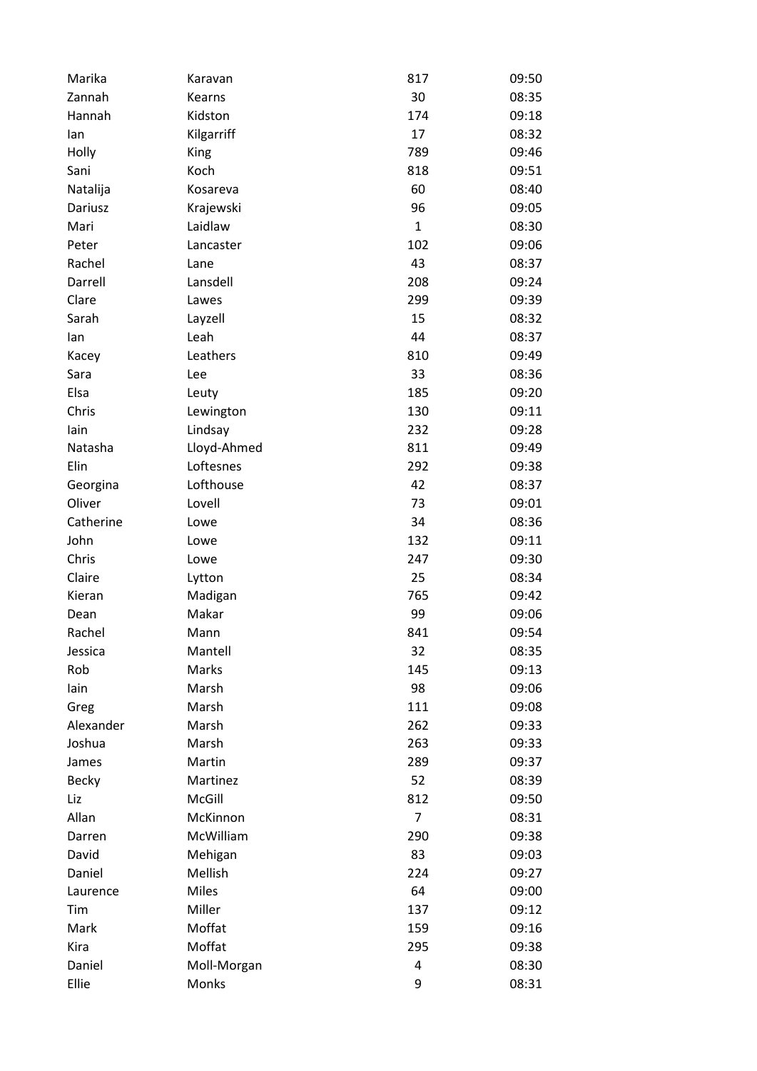| Marika | Karavan | 817 | 09:50 |
|---|---|---|---|
| Zannah | Kearns | 30 | 08:35 |
| Hannah | Kidston | 174 | 09:18 |
| Ian | Kilgarriff | 17 | 08:32 |
| Holly | King | 789 | 09:46 |
| Sani | Koch | 818 | 09:51 |
| Natalija | Kosareva | 60 | 08:40 |
| Dariusz | Krajewski | 96 | 09:05 |
| Mari | Laidlaw | 1 | 08:30 |
| Peter | Lancaster | 102 | 09:06 |
| Rachel | Lane | 43 | 08:37 |
| Darrell | Lansdell | 208 | 09:24 |
| Clare | Lawes | 299 | 09:39 |
| Sarah | Layzell | 15 | 08:32 |
| Ian | Leah | 44 | 08:37 |
| Kacey | Leathers | 810 | 09:49 |
| Sara | Lee | 33 | 08:36 |
| Elsa | Leuty | 185 | 09:20 |
| Chris | Lewington | 130 | 09:11 |
| Iain | Lindsay | 232 | 09:28 |
| Natasha | Lloyd-Ahmed | 811 | 09:49 |
| Elin | Loftesnes | 292 | 09:38 |
| Georgina | Lofthouse | 42 | 08:37 |
| Oliver | Lovell | 73 | 09:01 |
| Catherine | Lowe | 34 | 08:36 |
| John | Lowe | 132 | 09:11 |
| Chris | Lowe | 247 | 09:30 |
| Claire | Lytton | 25 | 08:34 |
| Kieran | Madigan | 765 | 09:42 |
| Dean | Makar | 99 | 09:06 |
| Rachel | Mann | 841 | 09:54 |
| Jessica | Mantell | 32 | 08:35 |
| Rob | Marks | 145 | 09:13 |
| Iain | Marsh | 98 | 09:06 |
| Greg | Marsh | 111 | 09:08 |
| Alexander | Marsh | 262 | 09:33 |
| Joshua | Marsh | 263 | 09:33 |
| James | Martin | 289 | 09:37 |
| Becky | Martinez | 52 | 08:39 |
| Liz | McGill | 812 | 09:50 |
| Allan | McKinnon | 7 | 08:31 |
| Darren | McWilliam | 290 | 09:38 |
| David | Mehigan | 83 | 09:03 |
| Daniel | Mellish | 224 | 09:27 |
| Laurence | Miles | 64 | 09:00 |
| Tim | Miller | 137 | 09:12 |
| Mark | Moffat | 159 | 09:16 |
| Kira | Moffat | 295 | 09:38 |
| Daniel | Moll-Morgan | 4 | 08:30 |
| Ellie | Monks | 9 | 08:31 |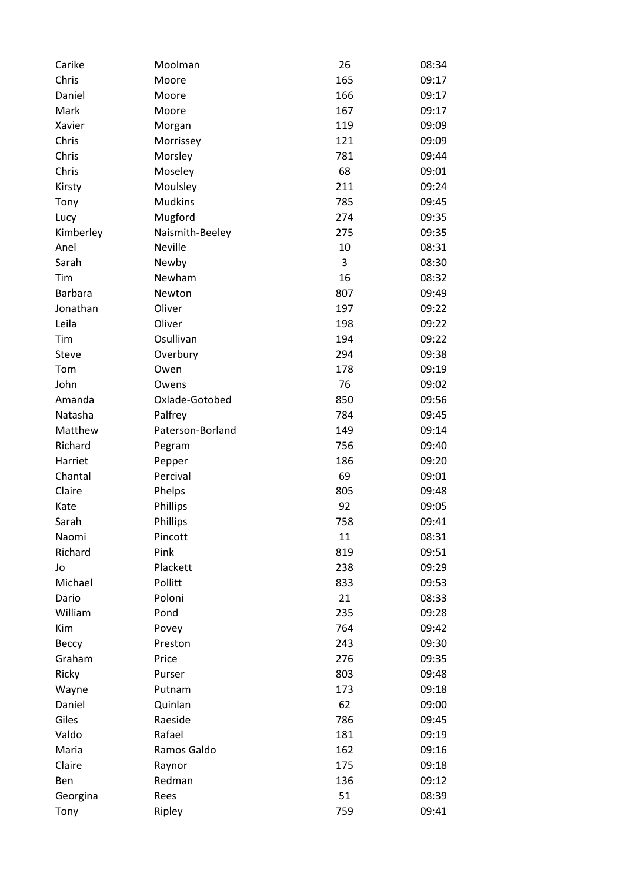| | | | |
|---|---|---|---|
| Carike | Moolman | 26 | 08:34 |
| Chris | Moore | 165 | 09:17 |
| Daniel | Moore | 166 | 09:17 |
| Mark | Moore | 167 | 09:17 |
| Xavier | Morgan | 119 | 09:09 |
| Chris | Morrissey | 121 | 09:09 |
| Chris | Morsley | 781 | 09:44 |
| Chris | Moseley | 68 | 09:01 |
| Kirsty | Moulsley | 211 | 09:24 |
| Tony | Mudkins | 785 | 09:45 |
| Lucy | Mugford | 274 | 09:35 |
| Kimberley | Naismith-Beeley | 275 | 09:35 |
| Anel | Neville | 10 | 08:31 |
| Sarah | Newby | 3 | 08:30 |
| Tim | Newham | 16 | 08:32 |
| Barbara | Newton | 807 | 09:49 |
| Jonathan | Oliver | 197 | 09:22 |
| Leila | Oliver | 198 | 09:22 |
| Tim | Osullivan | 194 | 09:22 |
| Steve | Overbury | 294 | 09:38 |
| Tom | Owen | 178 | 09:19 |
| John | Owens | 76 | 09:02 |
| Amanda | Oxlade-Gotobed | 850 | 09:56 |
| Natasha | Palfrey | 784 | 09:45 |
| Matthew | Paterson-Borland | 149 | 09:14 |
| Richard | Pegram | 756 | 09:40 |
| Harriet | Pepper | 186 | 09:20 |
| Chantal | Percival | 69 | 09:01 |
| Claire | Phelps | 805 | 09:48 |
| Kate | Phillips | 92 | 09:05 |
| Sarah | Phillips | 758 | 09:41 |
| Naomi | Pincott | 11 | 08:31 |
| Richard | Pink | 819 | 09:51 |
| Jo | Plackett | 238 | 09:29 |
| Michael | Pollitt | 833 | 09:53 |
| Dario | Poloni | 21 | 08:33 |
| William | Pond | 235 | 09:28 |
| Kim | Povey | 764 | 09:42 |
| Beccy | Preston | 243 | 09:30 |
| Graham | Price | 276 | 09:35 |
| Ricky | Purser | 803 | 09:48 |
| Wayne | Putnam | 173 | 09:18 |
| Daniel | Quinlan | 62 | 09:00 |
| Giles | Raeside | 786 | 09:45 |
| Valdo | Rafael | 181 | 09:19 |
| Maria | Ramos Galdo | 162 | 09:16 |
| Claire | Raynor | 175 | 09:18 |
| Ben | Redman | 136 | 09:12 |
| Georgina | Rees | 51 | 08:39 |
| Tony | Ripley | 759 | 09:41 |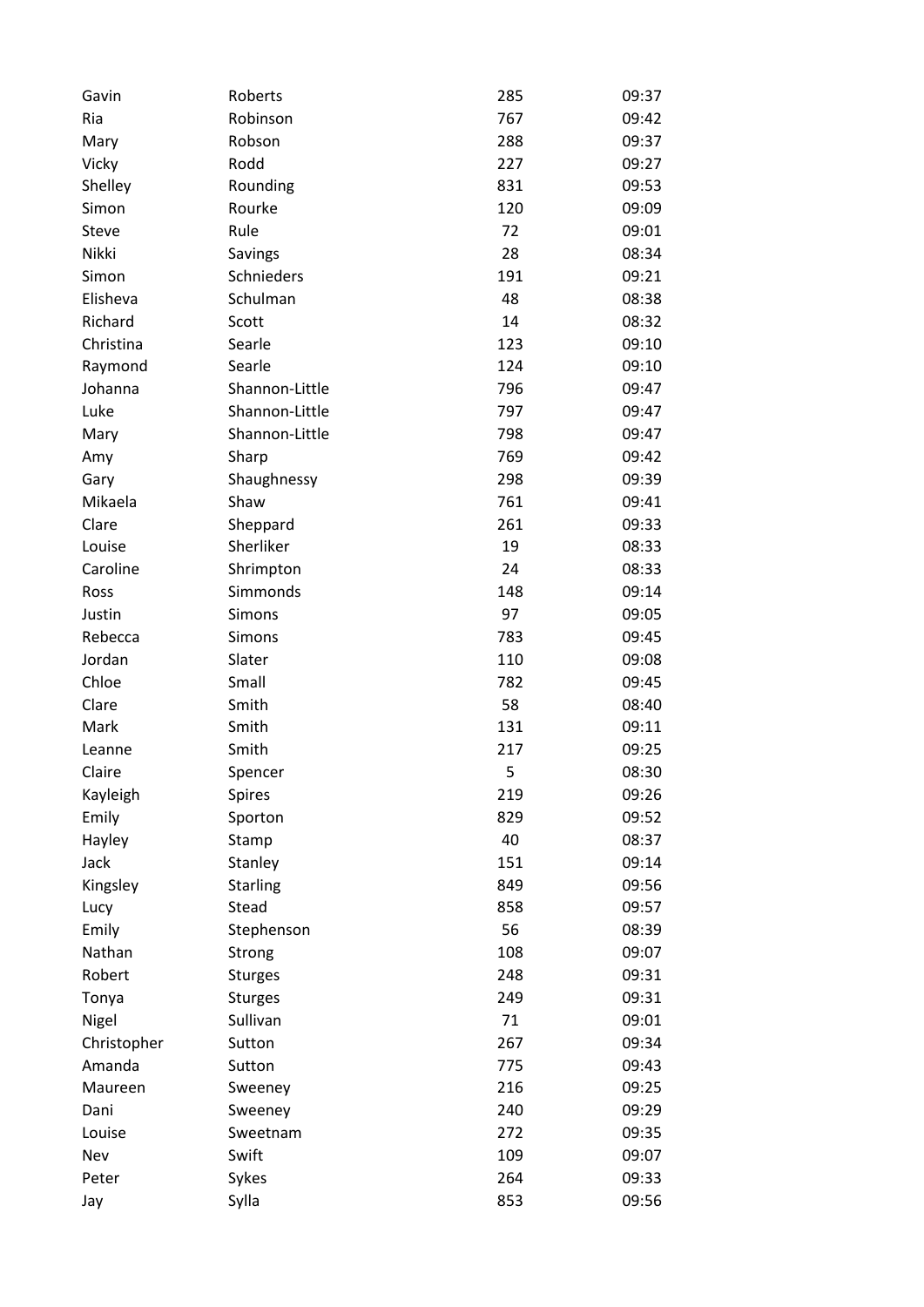| Gavin | Roberts | 285 | 09:37 |
|---|---|---|---|
| Ria | Robinson | 767 | 09:42 |
| Mary | Robson | 288 | 09:37 |
| Vicky | Rodd | 227 | 09:27 |
| Shelley | Rounding | 831 | 09:53 |
| Simon | Rourke | 120 | 09:09 |
| Steve | Rule | 72 | 09:01 |
| Nikki | Savings | 28 | 08:34 |
| Simon | Schnieders | 191 | 09:21 |
| Elisheva | Schulman | 48 | 08:38 |
| Richard | Scott | 14 | 08:32 |
| Christina | Searle | 123 | 09:10 |
| Raymond | Searle | 124 | 09:10 |
| Johanna | Shannon-Little | 796 | 09:47 |
| Luke | Shannon-Little | 797 | 09:47 |
| Mary | Shannon-Little | 798 | 09:47 |
| Amy | Sharp | 769 | 09:42 |
| Gary | Shaughnessy | 298 | 09:39 |
| Mikaela | Shaw | 761 | 09:41 |
| Clare | Sheppard | 261 | 09:33 |
| Louise | Sherliker | 19 | 08:33 |
| Caroline | Shrimpton | 24 | 08:33 |
| Ross | Simmonds | 148 | 09:14 |
| Justin | Simons | 97 | 09:05 |
| Rebecca | Simons | 783 | 09:45 |
| Jordan | Slater | 110 | 09:08 |
| Chloe | Small | 782 | 09:45 |
| Clare | Smith | 58 | 08:40 |
| Mark | Smith | 131 | 09:11 |
| Leanne | Smith | 217 | 09:25 |
| Claire | Spencer | 5 | 08:30 |
| Kayleigh | Spires | 219 | 09:26 |
| Emily | Sporton | 829 | 09:52 |
| Hayley | Stamp | 40 | 08:37 |
| Jack | Stanley | 151 | 09:14 |
| Kingsley | Starling | 849 | 09:56 |
| Lucy | Stead | 858 | 09:57 |
| Emily | Stephenson | 56 | 08:39 |
| Nathan | Strong | 108 | 09:07 |
| Robert | Sturges | 248 | 09:31 |
| Tonya | Sturges | 249 | 09:31 |
| Nigel | Sullivan | 71 | 09:01 |
| Christopher | Sutton | 267 | 09:34 |
| Amanda | Sutton | 775 | 09:43 |
| Maureen | Sweeney | 216 | 09:25 |
| Dani | Sweeney | 240 | 09:29 |
| Louise | Sweetnam | 272 | 09:35 |
| Nev | Swift | 109 | 09:07 |
| Peter | Sykes | 264 | 09:33 |
| Jay | Sylla | 853 | 09:56 |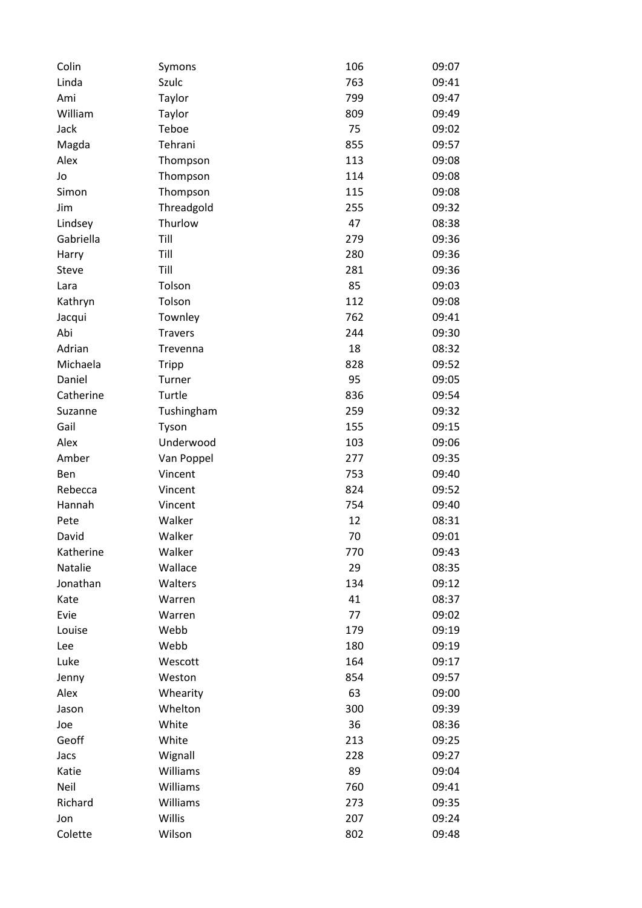| | | | |
|---|---|---|---|
| Colin | Symons | 106 | 09:07 |
| Linda | Szulc | 763 | 09:41 |
| Ami | Taylor | 799 | 09:47 |
| William | Taylor | 809 | 09:49 |
| Jack | Teboe | 75 | 09:02 |
| Magda | Tehrani | 855 | 09:57 |
| Alex | Thompson | 113 | 09:08 |
| Jo | Thompson | 114 | 09:08 |
| Simon | Thompson | 115 | 09:08 |
| Jim | Threadgold | 255 | 09:32 |
| Lindsey | Thurlow | 47 | 08:38 |
| Gabriella | Till | 279 | 09:36 |
| Harry | Till | 280 | 09:36 |
| Steve | Till | 281 | 09:36 |
| Lara | Tolson | 85 | 09:03 |
| Kathryn | Tolson | 112 | 09:08 |
| Jacqui | Townley | 762 | 09:41 |
| Abi | Travers | 244 | 09:30 |
| Adrian | Trevenna | 18 | 08:32 |
| Michaela | Tripp | 828 | 09:52 |
| Daniel | Turner | 95 | 09:05 |
| Catherine | Turtle | 836 | 09:54 |
| Suzanne | Tushingham | 259 | 09:32 |
| Gail | Tyson | 155 | 09:15 |
| Alex | Underwood | 103 | 09:06 |
| Amber | Van Poppel | 277 | 09:35 |
| Ben | Vincent | 753 | 09:40 |
| Rebecca | Vincent | 824 | 09:52 |
| Hannah | Vincent | 754 | 09:40 |
| Pete | Walker | 12 | 08:31 |
| David | Walker | 70 | 09:01 |
| Katherine | Walker | 770 | 09:43 |
| Natalie | Wallace | 29 | 08:35 |
| Jonathan | Walters | 134 | 09:12 |
| Kate | Warren | 41 | 08:37 |
| Evie | Warren | 77 | 09:02 |
| Louise | Webb | 179 | 09:19 |
| Lee | Webb | 180 | 09:19 |
| Luke | Wescott | 164 | 09:17 |
| Jenny | Weston | 854 | 09:57 |
| Alex | Whearity | 63 | 09:00 |
| Jason | Whelton | 300 | 09:39 |
| Joe | White | 36 | 08:36 |
| Geoff | White | 213 | 09:25 |
| Jacs | Wignall | 228 | 09:27 |
| Katie | Williams | 89 | 09:04 |
| Neil | Williams | 760 | 09:41 |
| Richard | Williams | 273 | 09:35 |
| Jon | Willis | 207 | 09:24 |
| Colette | Wilson | 802 | 09:48 |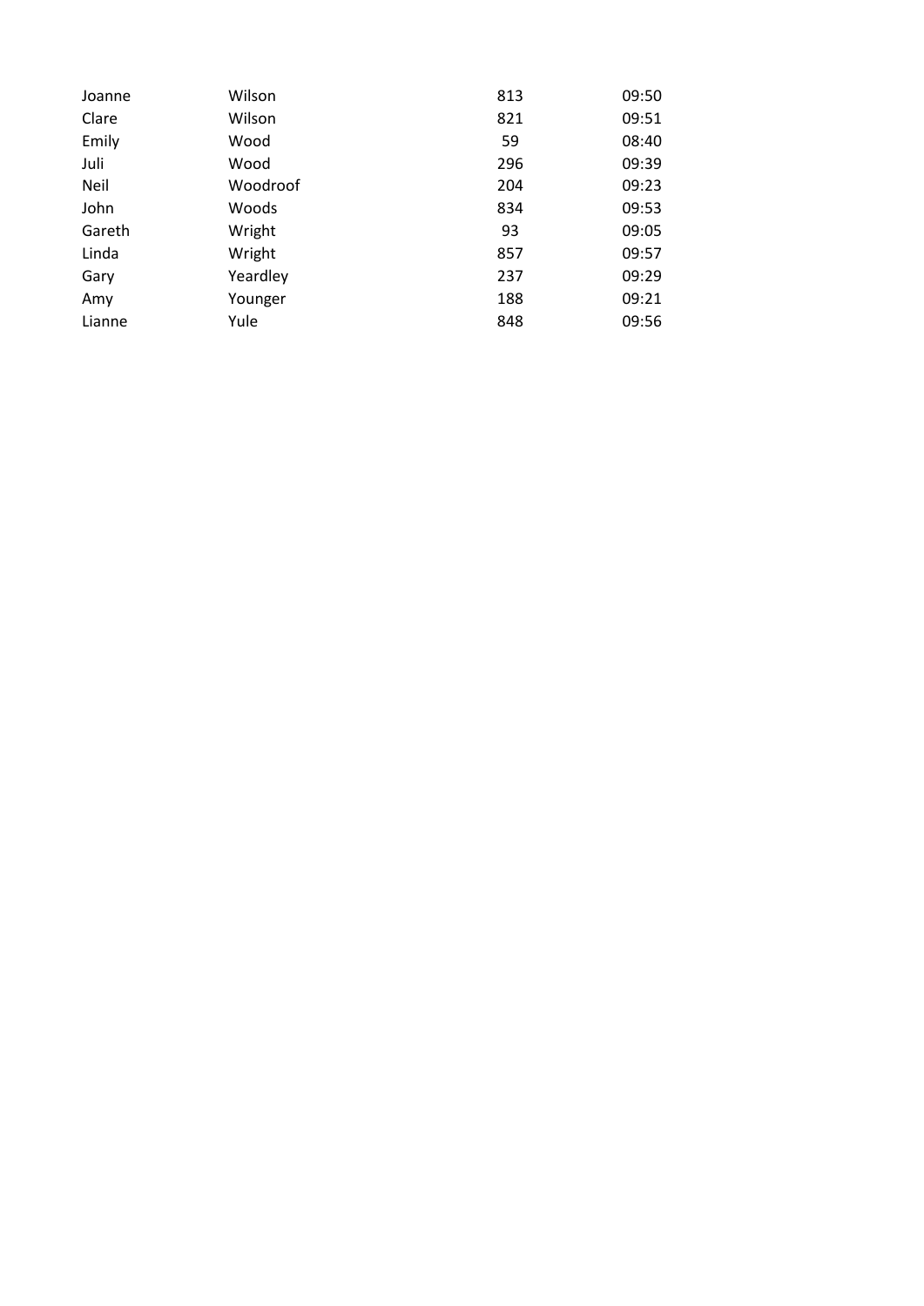| | | | |
|---|---|---|---|
| Joanne | Wilson | 813 | 09:50 |
| Clare | Wilson | 821 | 09:51 |
| Emily | Wood | 59 | 08:40 |
| Juli | Wood | 296 | 09:39 |
| Neil | Woodroof | 204 | 09:23 |
| John | Woods | 834 | 09:53 |
| Gareth | Wright | 93 | 09:05 |
| Linda | Wright | 857 | 09:57 |
| Gary | Yeardley | 237 | 09:29 |
| Amy | Younger | 188 | 09:21 |
| Lianne | Yule | 848 | 09:56 |